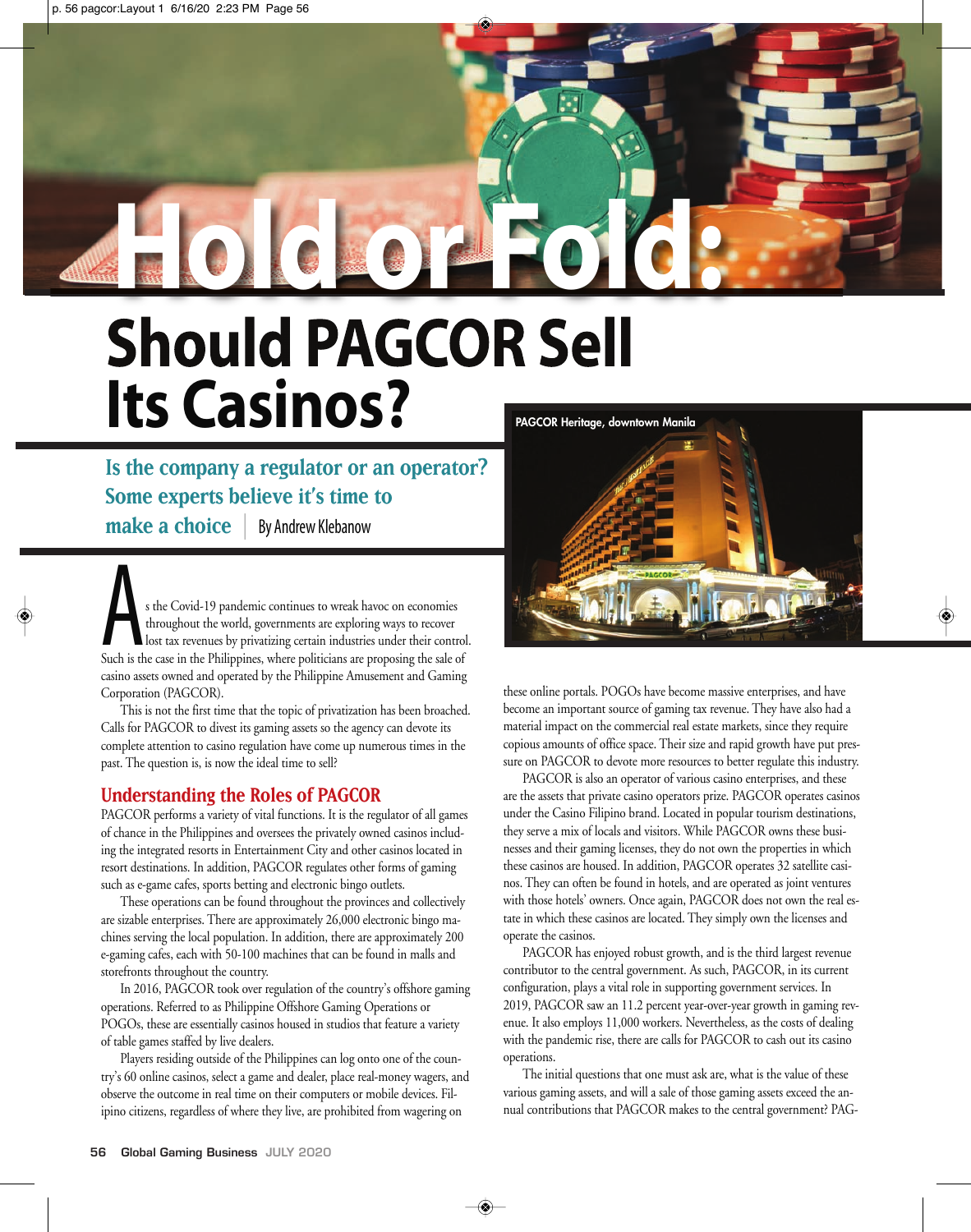# Hold or Fold: Should PAGCOR Sell Its Casinos?

## Is the company a regulator or an operator? Some experts believe it's time to make a choice

By Andrew Klebanow

PAGCOR Heritage, downtown Manila

As the Covid-19 pandemic continues to wreak havoc on economies throughout the world, governments are exploring ways to recover lost tax revenues by privatizing certain industries under their control. Such is the case in the Philippines, where politicians are proposing the sale of casino assets owned and operated by the Philippine Amusement and Gaming Corporation (PAGCOR).

This is not the first time that the topic of privatization has been broached. Calls for PAGCOR to divest its gaming assets so the agency can devote its complete attention to casino regulation have come up numerous times in the past. The question is, is now the ideal time to sell?

### Understanding the Roles of PAGCOR

PAGCOR performs a variety of vital functions. It is the regulator of all games of chance in the Philippines and oversees the privately owned casinos including the integrated resorts in Entertainment City and other casinos located in resort destinations. In addition, PAGCOR regulates other forms of gaming such as e-game cafes, sports betting and electronic bingo outlets.

These operations can be found throughout the provinces and collectively are sizable enterprises. There are approximately 26,000 electronic bingo machines serving the local population. In addition, there are approximately 200 e-gaming cafes, each with 50-100 machines that can be found in malls and storefronts throughout the country.

In 2016, PAGCOR took over regulation of the country's offshore gaming operations. Referred to as Philippine Offshore Gaming Operations or POGOs, these are essentially casinos housed in studios that feature a variety of table games staffed by live dealers.

Players residing outside of the Philippines can log onto one of the country's 60 online casinos, select a game and dealer, place real-money wagers, and observe the outcome in real time on their computers or mobile devices. Filipino citizens, regardless of where they live, are prohibited from wagering on these online portals. POGOs have become massive enterprises, and have become an important source of gaming tax revenue. They have also had a material impact on the commercial real estate markets, since they require copious amounts of office space. Their size and rapid growth have put pressure on PAGCOR to devote more resources to better regulate this industry.

PAGCOR is also an operator of various casino enterprises, and these are the assets that private casino operators prize. PAGCOR operates casinos under the Casino Filipino brand. Located in popular tourism destinations, they serve a mix of locals and visitors. While PAGCOR owns these businesses and their gaming licenses, they do not own the properties in which these casinos are housed. In addition, PAGCOR operates 32 satellite casinos. They can often be found in hotels, and are operated as joint ventures with those hotels' owners. Once again, PAGCOR does not own the real estate in which these casinos are located. They simply own the licenses and operate the casinos.

PAGCOR has enjoyed robust growth, and is the third largest revenue contributor to the central government. As such, PAGCOR, in its current configuration, plays a vital role in supporting government services. In 2019, PAGCOR saw an 11.2 percent year-over-year growth in gaming revenue. It also employs 11,000 workers. Nevertheless, as the costs of dealing with the pandemic rise, there are calls for PAGCOR to cash out its casino operations.

The initial questions that one must ask are, what is the value of these various gaming assets, and will a sale of those gaming assets exceed the annual contributions that PAGCOR makes to the central government? PAG-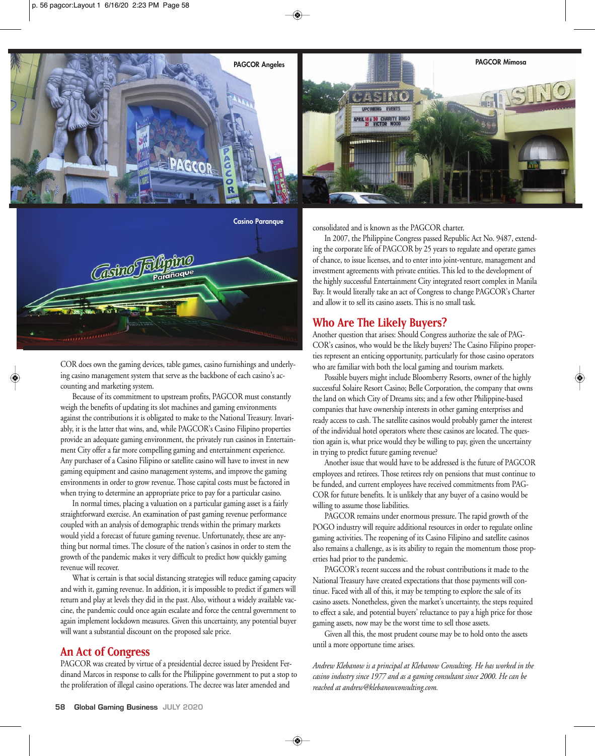PAGCOR Angeles

PAGCOR Mimosa

Casino Paranque

COR does own the gaming devices, table games, casino furnishings and underlying casino management system that serve as the backbone of each casino's accounting and marketing system.

Because of its commitment to upstream profits, PAGCOR must constantly weigh the benefits of updating its slot machines and gaming environments against the contributions it is obligated to make to the National Treasury. Invariably, it is the latter that wins, and, while PAGCOR's Casino Filipino properties provide an adequate gaming environment, the privately run casinos in Entertainment City offer a far more compelling gaming and entertainment experience. Any purchaser of a Casino Filipino or satellite casino will have to invest in new gaming equipment and casino management systems, and improve the gaming environments in order to grow revenue. Those capital costs must be factored in when trying to determine an appropriate price to pay for a particular casino.

In normal times, placing a valuation on a particular gaming asset is a fairly straightforward exercise. An examination of past gaming revenue performance coupled with an analysis of demographic trends within the primary markets would yield a forecast of future gaming revenue. Unfortunately, these are anything but normal times. The closure of the nation's casinos in order to stem the growth of the pandemic makes it very difficult to predict how quickly gaming revenue will recover.

What is certain is that social distancing strategies will reduce gaming capacity and with it, gaming revenue. In addition, it is impossible to predict if gamers will return and play at levels they did in the past. Also, without a widely available vaccine, the pandemic could once again escalate and force the central government to again implement lockdown measures. Given this uncertainty, any potential buyer will want a substantial discount on the proposed sale price.

## An Act of Congress

PAGCOR was created by virtue of a presidential decree issued by President Ferdinand Marcos in response to calls for the Philippine government to put a stop to the proliferation of illegal casino operations. The decree was later amended and consolidated and is known as the PAGCOR charter.

In 2007, the Philippine Congress passed Republic Act No. 9487, extending the corporate life of PAGCOR by 25 years to regulate and operate games of chance, to issue licenses, and to enter into joint-venture, management and investment agreements with private entities. This led to the development of the highly successful Entertainment City integrated resort complex in Manila Bay. It would literally take an act of Congress to change PAGCOR's Charter and allow it to sell its casino assets. This is no small task.

## Who Are The Likely Buyers?

Another question that arises: Should Congress authorize the sale of PAGCOR's casinos, who would be the likely buyers? The Casino Filipino properties represent an enticing opportunity, particularly for those casino operators who are familiar with both the local gaming and tourism markets.

Possible buyers might include Bloomberry Resorts, owner of the highly successful Solaire Resort Casino; Belle Corporation, the company that owns the land on which City of Dreams sits; and a few other Philippine-based companies that have ownership interests in other gaming enterprises and ready access to cash. The satellite casinos would probably garner the interest of the individual hotel operators where these casinos are located. The question again is, what price would they be willing to pay, given the uncertainty in trying to predict future gaming revenue?

Another issue that would have to be addressed is the future of PAGCOR employees and retirees. Those retirees rely on pensions that must continue to be funded, and current employees have received commitments from PAGCOR for future benefits. It is unlikely that any buyer of a casino would be willing to assume those liabilities.

PAGCOR remains under enormous pressure. The rapid growth of the POGO industry will require additional resources in order to regulate online gaming activities. The reopening of its Casino Filipino and satellite casinos also remains a challenge, as is its ability to regain the momentum those properties had prior to the pandemic.

PAGCOR's recent success and the robust contributions it made to the National Treasury have created expectations that those payments will continue. Faced with all of this, it may be tempting to explore the sale of its casino assets. Nonetheless, given the market's uncertainty, the steps required to effect a sale, and potential buyers' reluctance to pay a high price for those gaming assets, now may be the worst time to sell those assets.

Given all this, the most prudent course may be to hold onto the assets until a more opportune time arises.

*Andrew Klebanow is a principal at Klebanow Consulting. He has worked in the casino industry since 1977 and as a gaming consultant since 2000. He can be reached at andrew@klebanowconsulting.com.*